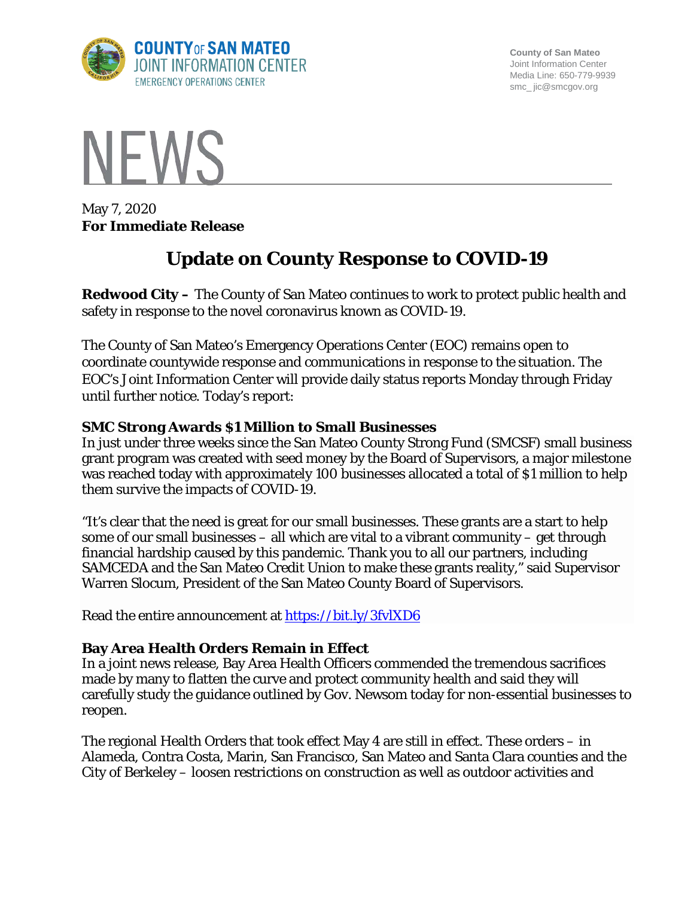**COUNTY OF SAN MATEO**
**JOINT INFORMATION CENTER**
EMERGENCY OPERATIONS CENTER

County of San Mateo
Joint Information Center
Media Line: 650-779-9939
smc_jic@smcgov.org

# NEWS

May 7, 2020
**For Immediate Release**

## Update on County Response to COVID-19

**Redwood City –** The County of San Mateo continues to work to protect public health and safety in response to the novel coronavirus known as COVID-19.

The County of San Mateo's Emergency Operations Center (EOC) remains open to coordinate countywide response and communications in response to the situation. The EOC's Joint Information Center will provide daily status reports Monday through Friday until further notice. Today's report:

### SMC Strong Awards $1 Million to Small Businesses

In just under three weeks since the San Mateo County Strong Fund (SMCSF) small business grant program was created with seed money by the Board of Supervisors, a major milestone was reached today with approximately 100 businesses allocated a total of $1 million to help them survive the impacts of COVID-19.

"It's clear that the need is great for our small businesses. These grants are a start to help some of our small businesses – all which are vital to a vibrant community – get through financial hardship caused by this pandemic. Thank you to all our partners, including SAMCEDA and the San Mateo Credit Union to make these grants reality," said Supervisor Warren Slocum, President of the San Mateo County Board of Supervisors.

Read the entire announcement at https://bit.ly/3fvlXD6

### Bay Area Health Orders Remain in Effect

In a joint news release, Bay Area Health Officers commended the tremendous sacrifices made by many to flatten the curve and protect community health and said they will carefully study the guidance outlined by Gov. Newsom today for non-essential businesses to reopen.

The regional Health Orders that took effect May 4 are still in effect. These orders – in Alameda, Contra Costa, Marin, San Francisco, San Mateo and Santa Clara counties and the City of Berkeley – loosen restrictions on construction as well as outdoor activities and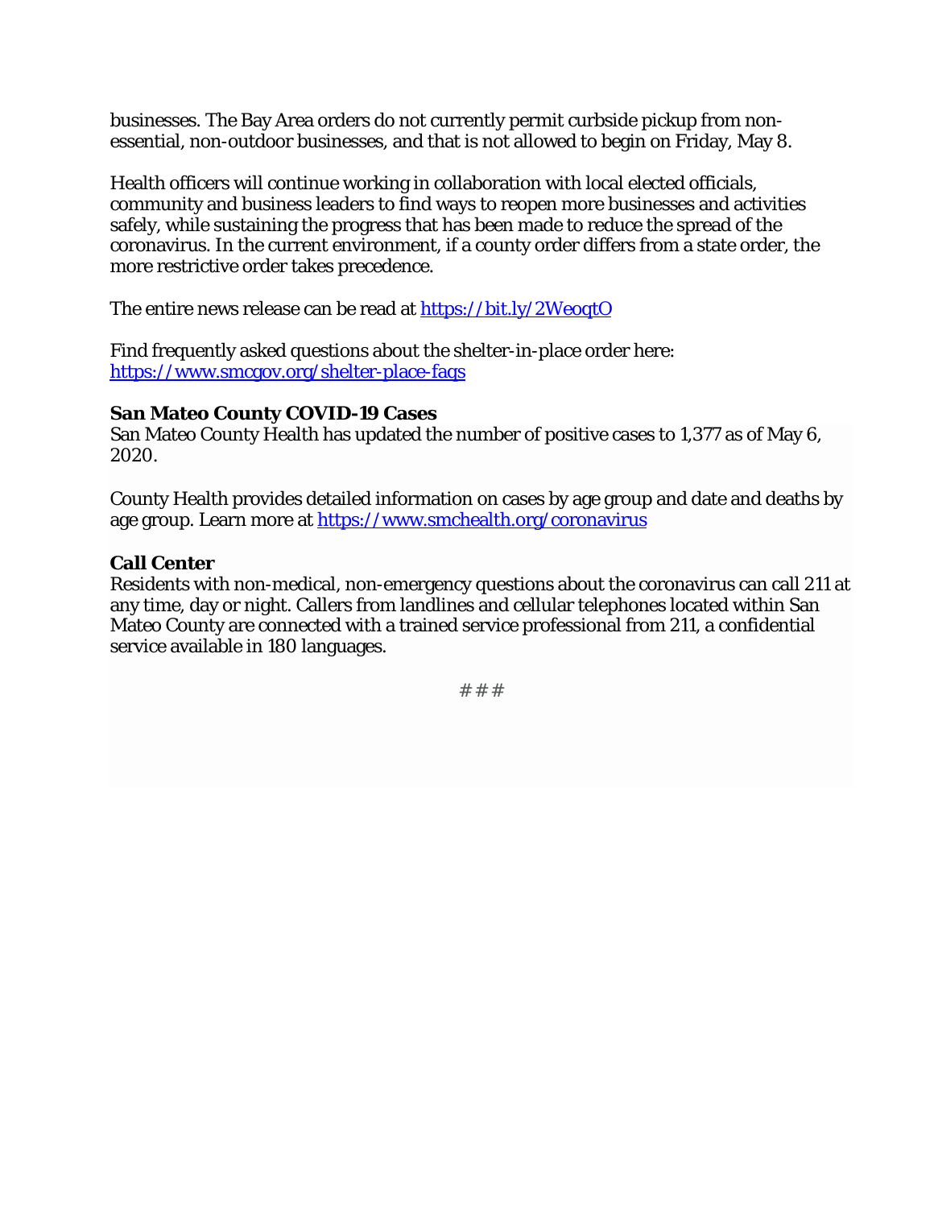businesses. The Bay Area orders do not currently permit curbside pickup from non-essential, non-outdoor businesses, and that is not allowed to begin on Friday, May 8.

Health officers will continue working in collaboration with local elected officials, community and business leaders to find ways to reopen more businesses and activities safely, while sustaining the progress that has been made to reduce the spread of the coronavirus. In the current environment, if a county order differs from a state order, the more restrictive order takes precedence.

The entire news release can be read at [https://bit.ly/2WeoqtO](https://bit.ly/2WeoqtO)

Find frequently asked questions about the shelter-in-place order here: [https://www.smcgov.org/shelter-place-faqs](https://www.smcgov.org/shelter-place-faqs)

**San Mateo County COVID-19 Cases**

San Mateo County Health has updated the number of positive cases to 1,377 as of May 6, 2020.

County Health provides detailed information on cases by age group and date and deaths by age group. Learn more at [https://www.smchealth.org/coronavirus](https://www.smchealth.org/coronavirus)

**Call Center**

Residents with non-medical, non-emergency questions about the coronavirus can call 211 at any time, day or night. Callers from landlines and cellular telephones located within San Mateo County are connected with a trained service professional from 211, a confidential service available in 180 languages.

# # #